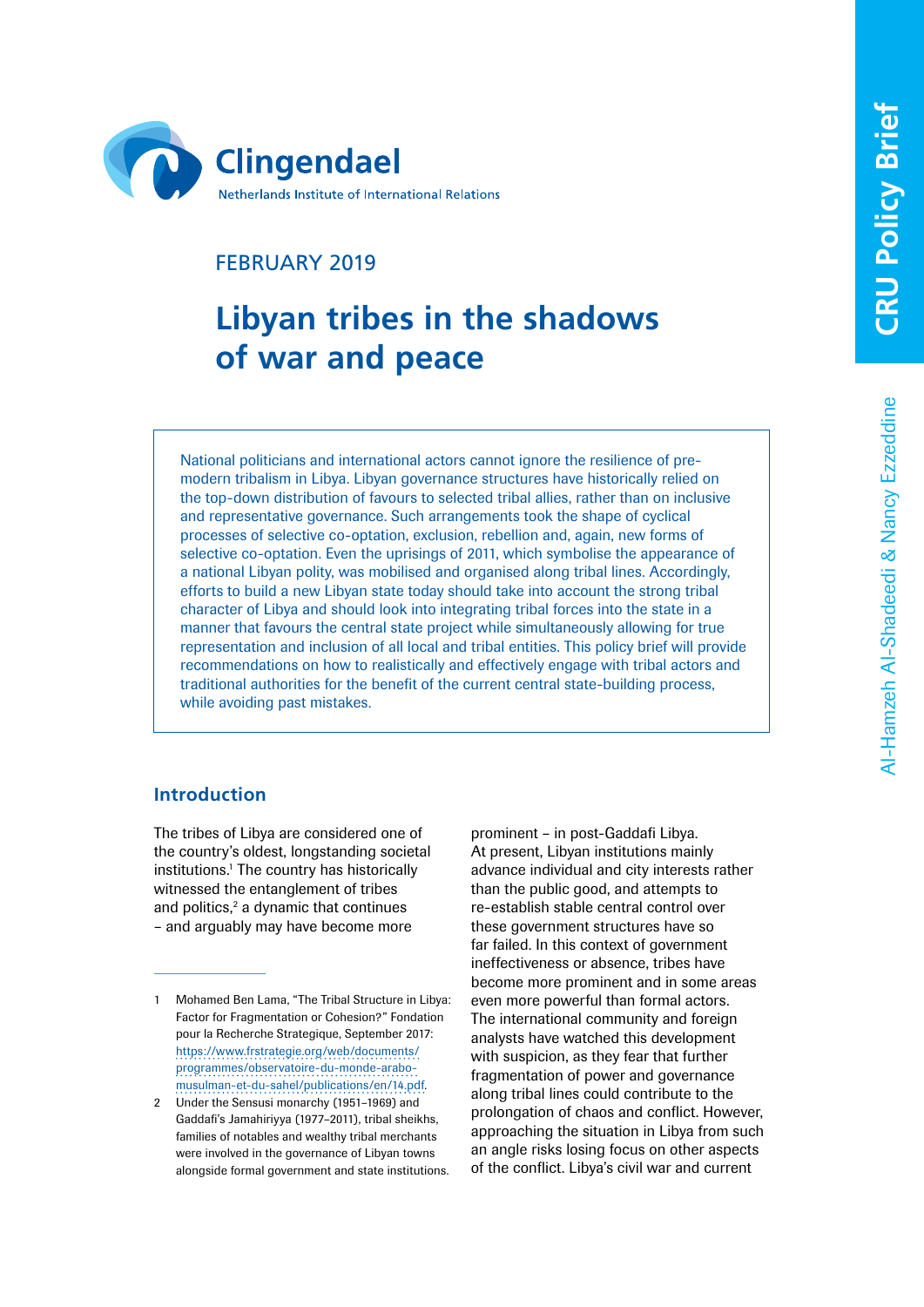Clingendael
Netherlands Institute of International Relations

CRU Policy Brief

FEBRUARY 2019

# Libyan tribes in the shadows of war and peace

Al-Hamzeh Al-Shadeedi & Nancy Ezzeddine

National politicians and international actors cannot ignore the resilience of pre-modern tribalism in Libya. Libyan governance structures have historically relied on the top-down distribution of favours to selected tribal allies, rather than on inclusive and representative governance. Such arrangements took the shape of cyclical processes of selective co-optation, exclusion, rebellion and, again, new forms of selective co-optation. Even the uprisings of 2011, which symbolise the appearance of a national Libyan polity, was mobilised and organised along tribal lines. Accordingly, efforts to build a new Libyan state today should take into account the strong tribal character of Libya and should look into integrating tribal forces into the state in a manner that favours the central state project while simultaneously allowing for true representation and inclusion of all local and tribal entities. This policy brief will provide recommendations on how to realistically and effectively engage with tribal actors and traditional authorities for the benefit of the current central state-building process, while avoiding past mistakes.

## Introduction

The tribes of Libya are considered one of the country's oldest, longstanding societal institutions.[1] The country has historically witnessed the entanglement of tribes and politics,[2] a dynamic that continues – and arguably may have become more prominent – in post-Gaddafi Libya. At present, Libyan institutions mainly advance individual and city interests rather than the public good, and attempts to re-establish stable central control over these government structures have so far failed. In this context of government ineffectiveness or absence, tribes have become more prominent and in some areas even more powerful than formal actors. The international community and foreign analysts have watched this development with suspicion, as they fear that further fragmentation of power and governance along tribal lines could contribute to the prolongation of chaos and conflict. However, approaching the situation in Libya from such an angle risks losing focus on other aspects of the conflict. Libya's civil war and current

---

1 Mohamed Ben Lama, "The Tribal Structure in Libya: Factor for Fragmentation or Cohesion?" Fondation pour la Recherche Strategique, September 2017: https://www.frstrategie.org/web/documents/programmes/observatoire-du-monde-arabo-musulman-et-du-sahel/publications/en/14.pdf.

2 Under the Sensusi monarchy (1951–1969) and Gaddafi's Jamahiriyya (1977–2011), tribal sheikhs, families of notables and wealthy tribal merchants were involved in the governance of Libyan towns alongside formal government and state institutions.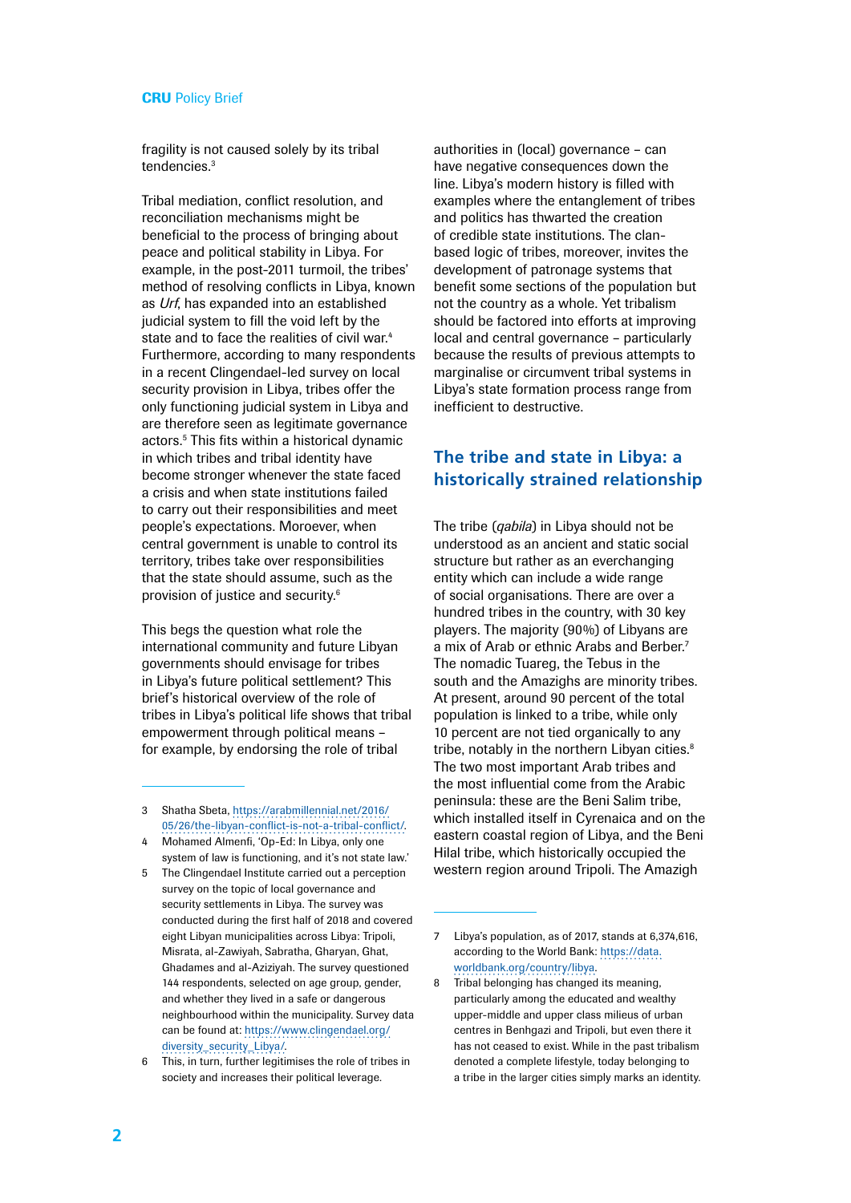fragility is not caused solely by its tribal tendencies.[3]

Tribal mediation, conflict resolution, and reconciliation mechanisms might be beneficial to the process of bringing about peace and political stability in Libya. For example, in the post-2011 turmoil, the tribes' method of resolving conflicts in Libya, known as *Urf*, has expanded into an established judicial system to fill the void left by the state and to face the realities of civil war.[4] Furthermore, according to many respondents in a recent Clingendael-led survey on local security provision in Libya, tribes offer the only functioning judicial system in Libya and are therefore seen as legitimate governance actors.[5] This fits within a historical dynamic in which tribes and tribal identity have become stronger whenever the state faced a crisis and when state institutions failed to carry out their responsibilities and meet people's expectations. Moreover, when central government is unable to control its territory, tribes take over responsibilities that the state should assume, such as the provision of justice and security.[6]

This begs the question what role the international community and future Libyan governments should envisage for tribes in Libya's future political settlement? This brief's historical overview of the role of tribes in Libya's political life shows that tribal empowerment through political means – for example, by endorsing the role of tribal authorities in (local) governance – can have negative consequences down the line. Libya's modern history is filled with examples where the entanglement of tribes and politics has thwarted the creation of credible state institutions. The clan-based logic of tribes, moreover, invites the development of patronage systems that benefit some sections of the population but not the country as a whole. Yet tribalism should be factored into efforts at improving local and central governance – particularly because the results of previous attempts to marginalise or circumvent tribal systems in Libya's state formation process range from inefficient to destructive.

## The tribe and state in Libya: a historically strained relationship

The tribe (*qabila*) in Libya should not be understood as an ancient and static social structure but rather as an everchanging entity which can include a wide range of social organisations. There are over a hundred tribes in the country, with 30 key players. The majority (90%) of Libyans are a mix of Arab or ethnic Arabs and Berber.[7] The nomadic Tuareg, the Tebus in the south and the Amazighs are minority tribes. At present, around 90 percent of the total population is linked to a tribe, while only 10 percent are not tied organically to any tribe, notably in the northern Libyan cities.[8] The two most important Arab tribes and the most influential come from the Arabic peninsula: these are the Beni Salim tribe, which installed itself in Cyrenaica and on the eastern coastal region of Libya, and the Beni Hilal tribe, which historically occupied the western region around Tripoli. The Amazigh

---

3 Shatha Sbeta, https://arabmillennial.net/2016/05/26/the-libyan-conflict-is-not-a-tribal-conflict/.

4 Mohamed Almenfi, 'Op-Ed: In Libya, only one system of law is functioning, and it's not state law.'

5 The Clingendael Institute carried out a perception survey on the topic of local governance and security settlements in Libya. The survey was conducted during the first half of 2018 and covered eight Libyan municipalities across Libya: Tripoli, Misrata, al-Zawiyah, Sabratha, Gharyan, Ghat, Ghadames and al-Aziziyah. The survey questioned 144 respondents, selected on age group, gender, and whether they lived in a safe or dangerous neighbourhood within the municipality. Survey data can be found at: https://www.clingendael.org/diversity_security_Libya/.

6 This, in turn, further legitimises the role of tribes in society and increases their political leverage.

7 Libya's population, as of 2017, stands at 6,374,616, according to the World Bank: https://data.worldbank.org/country/libya.

8 Tribal belonging has changed its meaning, particularly among the educated and wealthy upper-middle and upper class milieus of urban centres in Benhgazi and Tripoli, but even there it has not ceased to exist. While in the past tribalism denoted a complete lifestyle, today belonging to a tribe in the larger cities simply marks an identity.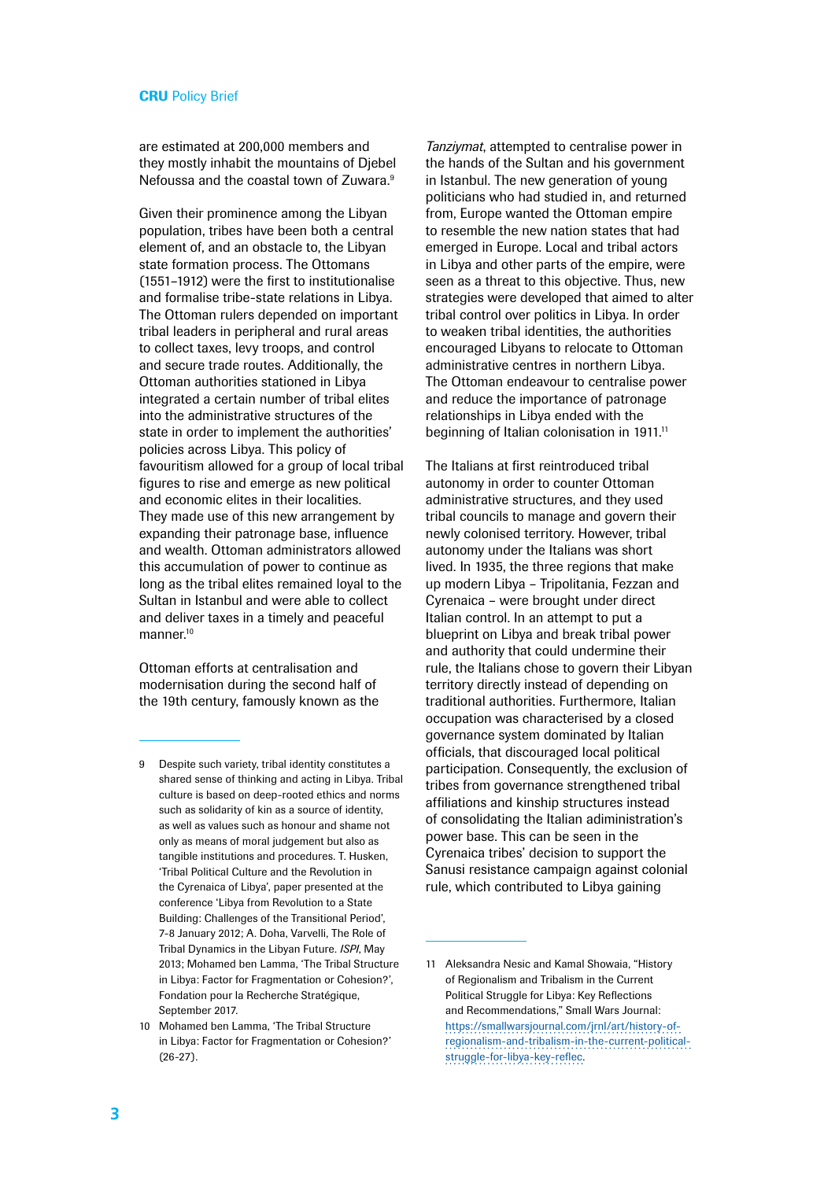are estimated at 200,000 members and they mostly inhabit the mountains of Djebel Nefoussa and the coastal town of Zuwara.[9]

Given their prominence among the Libyan population, tribes have been both a central element of, and an obstacle to, the Libyan state formation process. The Ottomans (1551–1912) were the first to institutionalise and formalise tribe-state relations in Libya. The Ottoman rulers depended on important tribal leaders in peripheral and rural areas to collect taxes, levy troops, and control and secure trade routes. Additionally, the Ottoman authorities stationed in Libya integrated a certain number of tribal elites into the administrative structures of the state in order to implement the authorities' policies across Libya. This policy of favouritism allowed for a group of local tribal figures to rise and emerge as new political and economic elites in their localities. They made use of this new arrangement by expanding their patronage base, influence and wealth. Ottoman administrators allowed this accumulation of power to continue as long as the tribal elites remained loyal to the Sultan in Istanbul and were able to collect and deliver taxes in a timely and peaceful manner.[10]

Ottoman efforts at centralisation and modernisation during the second half of the 19th century, famously known as the *Tanziymat*, attempted to centralise power in the hands of the Sultan and his government in Istanbul. The new generation of young politicians who had studied in, and returned from, Europe wanted the Ottoman empire to resemble the new nation states that had emerged in Europe. Local and tribal actors in Libya and other parts of the empire, were seen as a threat to this objective. Thus, new strategies were developed that aimed to alter tribal control over politics in Libya. In order to weaken tribal identities, the authorities encouraged Libyans to relocate to Ottoman administrative centres in northern Libya. The Ottoman endeavour to centralise power and reduce the importance of patronage relationships in Libya ended with the beginning of Italian colonisation in 1911.[11]

The Italians at first reintroduced tribal autonomy in order to counter Ottoman administrative structures, and they used tribal councils to manage and govern their newly colonised territory. However, tribal autonomy under the Italians was short lived. In 1935, the three regions that make up modern Libya – Tripolitania, Fezzan and Cyrenaica – were brought under direct Italian control. In an attempt to put a blueprint on Libya and break tribal power and authority that could undermine their rule, the Italians chose to govern their Libyan territory directly instead of depending on traditional authorities. Furthermore, Italian occupation was characterised by a closed governance system dominated by Italian officials, that discouraged local political participation. Consequently, the exclusion of tribes from governance strengthened tribal affiliations and kinship structures instead of consolidating the Italian administration's power base. This can be seen in the Cyrenaica tribes' decision to support the Sanusi resistance campaign against colonial rule, which contributed to Libya gaining

---

9 Despite such variety, tribal identity constitutes a shared sense of thinking and acting in Libya. Tribal culture is based on deep-rooted ethics and norms such as solidarity of kin as a source of identity, as well as values such as honour and shame not only as means of moral judgement but also as tangible institutions and procedures. T. Husken, 'Tribal Political Culture and the Revolution in the Cyrenaica of Libya', paper presented at the conference 'Libya from Revolution to a State Building: Challenges of the Transitional Period', 7-8 January 2012; A. Doha, Varvelli, The Role of Tribal Dynamics in the Libyan Future. *ISPI*, May 2013; Mohamed ben Lamma, 'The Tribal Structure in Libya: Factor for Fragmentation or Cohesion?', Fondation pour la Recherche Stratégique, September 2017.

10 Mohamed ben Lamma, 'The Tribal Structure in Libya: Factor for Fragmentation or Cohesion?' (26-27).

11 Aleksandra Nesic and Kamal Showaia, "History of Regionalism and Tribalism in the Current Political Struggle for Libya: Key Reflections and Recommendations," Small Wars Journal: https://smallwarsjournal.com/jrnl/art/history-of-regionalism-and-tribalism-in-the-current-political-struggle-for-libya-key-reflec.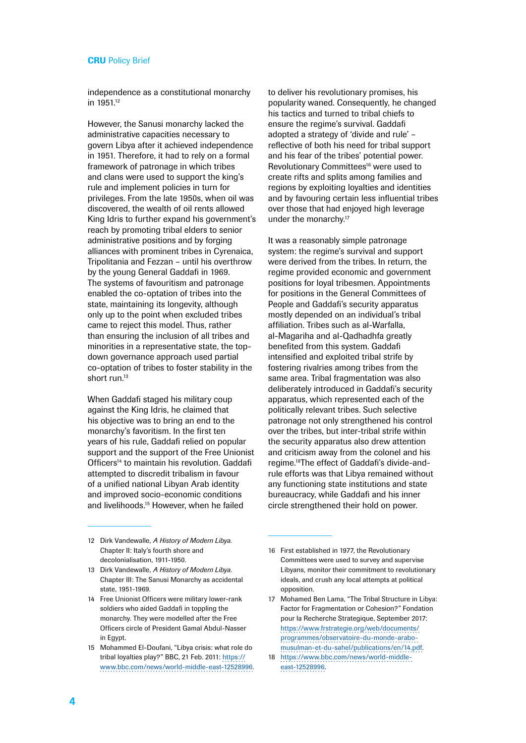independence as a constitutional monarchy in 1951.[12]

However, the Sanusi monarchy lacked the administrative capacities necessary to govern Libya after it achieved independence in 1951. Therefore, it had to rely on a formal framework of patronage in which tribes and clans were used to support the king's rule and implement policies in turn for privileges. From the late 1950s, when oil was discovered, the wealth of oil rents allowed King Idris to further expand his government's reach by promoting tribal elders to senior administrative positions and by forging alliances with prominent tribes in Cyrenaica, Tripolitania and Fezzan – until his overthrow by the young General Gaddafi in 1969. The systems of favouritism and patronage enabled the co-optation of tribes into the state, maintaining its longevity, although only up to the point when excluded tribes came to reject this model. Thus, rather than ensuring the inclusion of all tribes and minorities in a representative state, the top-down governance approach used partial co-optation of tribes to foster stability in the short run.[13]

When Gaddafi staged his military coup against the King Idris, he claimed that his objective was to bring an end to the monarchy's favoritism. In the first ten years of his rule, Gaddafi relied on popular support and the support of the Free Unionist Officers[14] to maintain his revolution. Gaddafi attempted to discredit tribalism in favour of a unified national Libyan Arab identity and improved socio-economic conditions and livelihoods.[15] However, when he failed to deliver his revolutionary promises, his popularity waned. Consequently, he changed his tactics and turned to tribal chiefs to ensure the regime's survival. Gaddafi adopted a strategy of 'divide and rule' – reflective of both his need for tribal support and his fear of the tribes' potential power. Revolutionary Committees[16] were used to create rifts and splits among families and regions by exploiting loyalties and identities and by favouring certain less influential tribes over those that had enjoyed high leverage under the monarchy.[17]

It was a reasonably simple patronage system: the regime's survival and support were derived from the tribes. In return, the regime provided economic and government positions for loyal tribesmen. Appointments for positions in the General Committees of People and Gaddafi's security apparatus mostly depended on an individual's tribal affiliation. Tribes such as al-Warfalla, al-Magariha and al-Qadhadhfa greatly benefited from this system. Gaddafi intensified and exploited tribal strife by fostering rivalries among tribes from the same area. Tribal fragmentation was also deliberately introduced in Gaddafi's security apparatus, which represented each of the politically relevant tribes. Such selective patronage not only strengthened his control over the tribes, but inter-tribal strife within the security apparatus also drew attention and criticism away from the colonel and his regime.[18]The effect of Gaddafi's divide-and-rule efforts was that Libya remained without any functioning state institutions and state bureaucracy, while Gaddafi and his inner circle strengthened their hold on power.

---

12 Dirk Vandewalle, *A History of Modern Libya*. Chapter II: Italy's fourth shore and decolonialisation, 1911-1950.

13 Dirk Vandewalle, *A History of Modern Libya*. Chapter III: The Sanusi Monarchy as accidental state, 1951-1969.

14 Free Unionist Officers were military lower-rank soldiers who aided Gaddafi in toppling the monarchy. They were modelled after the Free Officers circle of President Gamal Abdul-Nasser in Egypt.

15 Mohammed El-Doufani, "Libya crisis: what role do tribal loyalties play?" BBC, 21 Feb. 2011: https://www.bbc.com/news/world-middle-east-12528996.

16 First established in 1977, the Revolutionary Committees were used to survey and supervise Libyans, monitor their commitment to revolutionary ideals, and crush any local attempts at political opposition.

17 Mohamed Ben Lama, "The Tribal Structure in Libya: Factor for Fragmentation or Cohesion?" Fondation pour la Recherche Strategique, September 2017: https://www.frstrategie.org/web/documents/programmes/observatoire-du-monde-arabo-musulman-et-du-sahel/publications/en/14.pdf.

18 https://www.bbc.com/news/world-middle-east-12528996.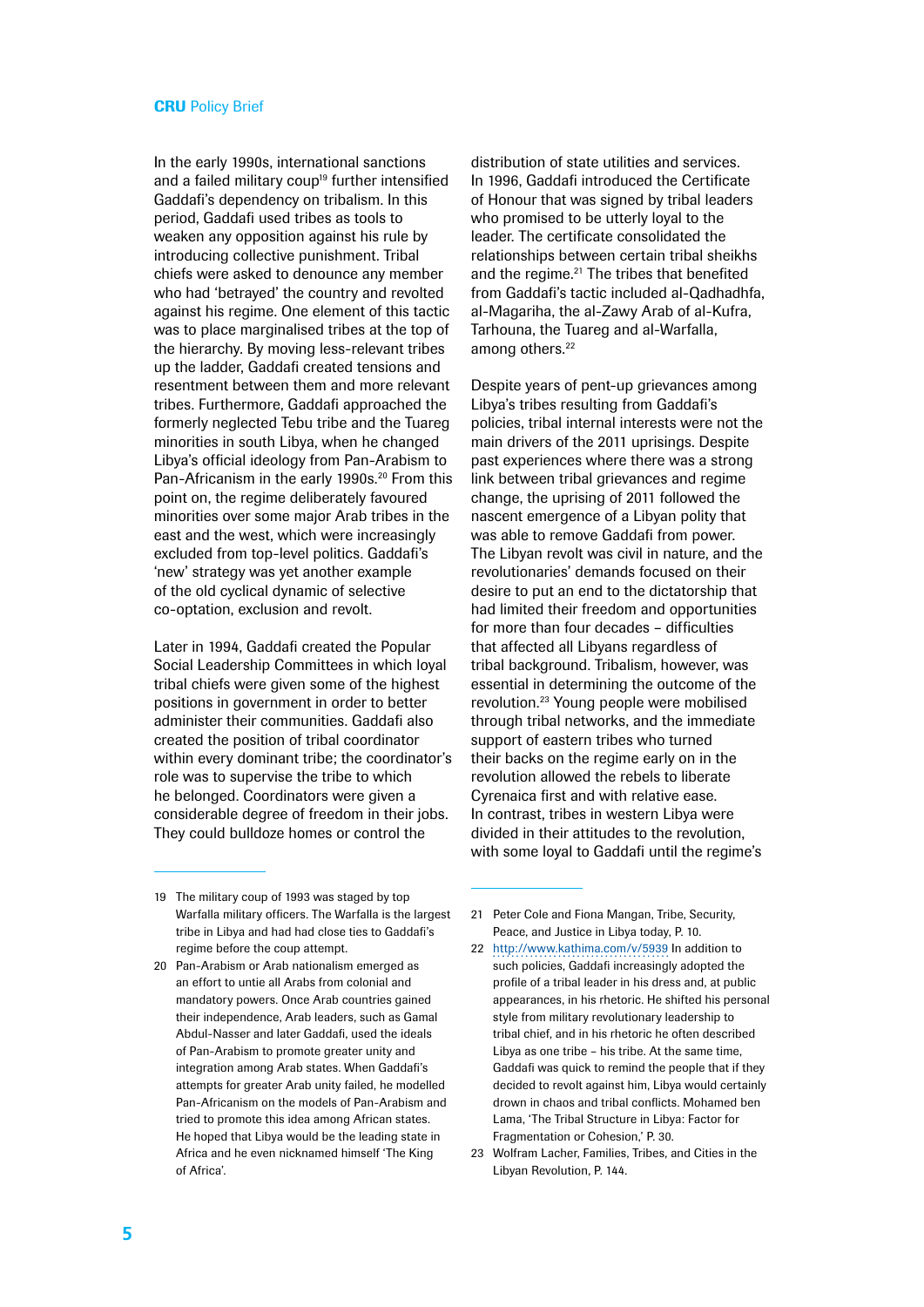In the early 1990s, international sanctions and a failed military coup[19] further intensified Gaddafi's dependency on tribalism. In this period, Gaddafi used tribes as tools to weaken any opposition against his rule by introducing collective punishment. Tribal chiefs were asked to denounce any member who had 'betrayed' the country and revolted against his regime. One element of this tactic was to place marginalised tribes at the top of the hierarchy. By moving less-relevant tribes up the ladder, Gaddafi created tensions and resentment between them and more relevant tribes. Furthermore, Gaddafi approached the formerly neglected Tebu tribe and the Tuareg minorities in south Libya, when he changed Libya's official ideology from Pan-Arabism to Pan-Africanism in the early 1990s.[20] From this point on, the regime deliberately favoured minorities over some major Arab tribes in the east and the west, which were increasingly excluded from top-level politics. Gaddafi's 'new' strategy was yet another example of the old cyclical dynamic of selective co-optation, exclusion and revolt.

Later in 1994, Gaddafi created the Popular Social Leadership Committees in which loyal tribal chiefs were given some of the highest positions in government in order to better administer their communities. Gaddafi also created the position of tribal coordinator within every dominant tribe; the coordinator's role was to supervise the tribe to which he belonged. Coordinators were given a considerable degree of freedom in their jobs. They could bulldoze homes or control the distribution of state utilities and services. In 1996, Gaddafi introduced the Certificate of Honour that was signed by tribal leaders who promised to be utterly loyal to the leader. The certificate consolidated the relationships between certain tribal sheikhs and the regime.[21] The tribes that benefited from Gaddafi's tactic included al-Qadhadhfa, al-Magariha, the al-Zawy Arab of al-Kufra, Tarhouna, the Tuareg and al-Warfalla, among others.[22]

Despite years of pent-up grievances among Libya's tribes resulting from Gaddafi's policies, tribal internal interests were not the main drivers of the 2011 uprisings. Despite past experiences where there was a strong link between tribal grievances and regime change, the uprising of 2011 followed the nascent emergence of a Libyan polity that was able to remove Gaddafi from power. The Libyan revolt was civil in nature, and the revolutionaries' demands focused on their desire to put an end to the dictatorship that had limited their freedom and opportunities for more than four decades – difficulties that affected all Libyans regardless of tribal background. Tribalism, however, was essential in determining the outcome of the revolution.[23] Young people were mobilised through tribal networks, and the immediate support of eastern tribes who turned their backs on the regime early on in the revolution allowed the rebels to liberate Cyrenaica first and with relative ease. In contrast, tribes in western Libya were divided in their attitudes to the revolution, with some loyal to Gaddafi until the regime's

---

19 The military coup of 1993 was staged by top Warfalla military officers. The Warfalla is the largest tribe in Libya and had had close ties to Gaddafi's regime before the coup attempt.

20 Pan-Arabism or Arab nationalism emerged as an effort to untie all Arabs from colonial and mandatory powers. Once Arab countries gained their independence, Arab leaders, such as Gamal Abdul-Nasser and later Gaddafi, used the ideals of Pan-Arabism to promote greater unity and integration among Arab states. When Gaddafi's attempts for greater Arab unity failed, he modelled Pan-Africanism on the models of Pan-Arabism and tried to promote this idea among African states. He hoped that Libya would be the leading state in Africa and he even nicknamed himself 'The King of Africa'.

21 Peter Cole and Fiona Mangan, Tribe, Security, Peace, and Justice in Libya today, P. 10.

22 http://www.kathima.com/v/5939 In addition to such policies, Gaddafi increasingly adopted the profile of a tribal leader in his dress and, at public appearances, in his rhetoric. He shifted his personal style from military revolutionary leadership to tribal chief, and in his rhetoric he often described Libya as one tribe – his tribe. At the same time, Gaddafi was quick to remind the people that if they decided to revolt against him, Libya would certainly drown in chaos and tribal conflicts. Mohamed ben Lama, 'The Tribal Structure in Libya: Factor for Fragmentation or Cohesion,' P. 30.

23 Wolfram Lacher, Families, Tribes, and Cities in the Libyan Revolution, P. 144.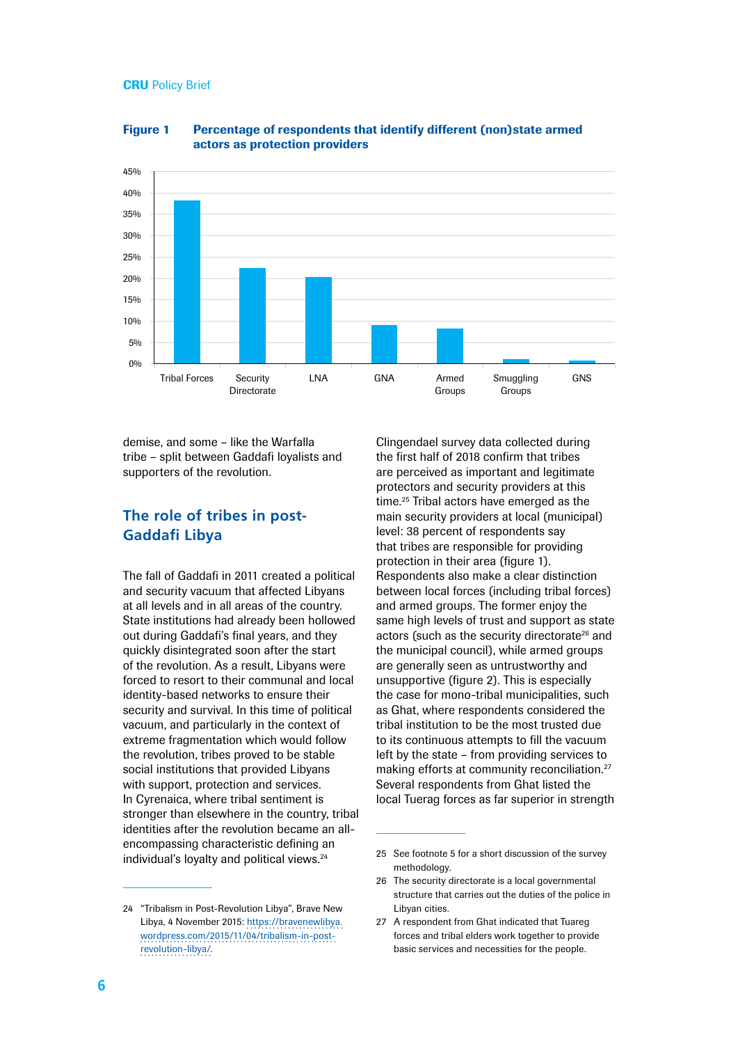**Figure 1 Percentage of respondents that identify different (non)state armed actors as protection providers**

demise, and some – like the Warfalla tribe – split between Gaddafi loyalists and supporters of the revolution.

## The role of tribes in post-Gaddafi Libya

The fall of Gaddafi in 2011 created a political and security vacuum that affected Libyans at all levels and in all areas of the country. State institutions had already been hollowed out during Gaddafi's final years, and they quickly disintegrated soon after the start of the revolution. As a result, Libyans were forced to resort to their communal and local identity-based networks to ensure their security and survival. In this time of political vacuum, and particularly in the context of extreme fragmentation which would follow the revolution, tribes proved to be stable social institutions that provided Libyans with support, protection and services. In Cyrenaica, where tribal sentiment is stronger than elsewhere in the country, tribal identities after the revolution became an all-encompassing characteristic defining an individual's loyalty and political views.[24]

Clingendael survey data collected during the first half of 2018 confirm that tribes are perceived as important and legitimate protectors and security providers at this time.[25] Tribal actors have emerged as the main security providers at local (municipal) level: 38 percent of respondents say that tribes are responsible for providing protection in their area (figure 1). Respondents also make a clear distinction between local forces (including tribal forces) and armed groups. The former enjoy the same high levels of trust and support as state actors (such as the security directorate[26] and the municipal council), while armed groups are generally seen as untrustworthy and unsupportive (figure 2). This is especially the case for mono-tribal municipalities, such as Ghat, where respondents considered the tribal institution to be the most trusted due to its continuous attempts to fill the vacuum left by the state – from providing services to making efforts at community reconciliation.[27] Several respondents from Ghat listed the local Tuerag forces as far superior in strength

---

24 "Tribalism in Post-Revolution Libya", Brave New Libya, 4 November 2015: https://bravenewlibya.wordpress.com/2015/11/04/tribalism-in-post-revolution-libya/.

25 See footnote 5 for a short discussion of the survey methodology.

26 The security directorate is a local governmental structure that carries out the duties of the police in Libyan cities.

27 A respondent from Ghat indicated that Tuareg forces and tribal elders work together to provide basic services and necessities for the people.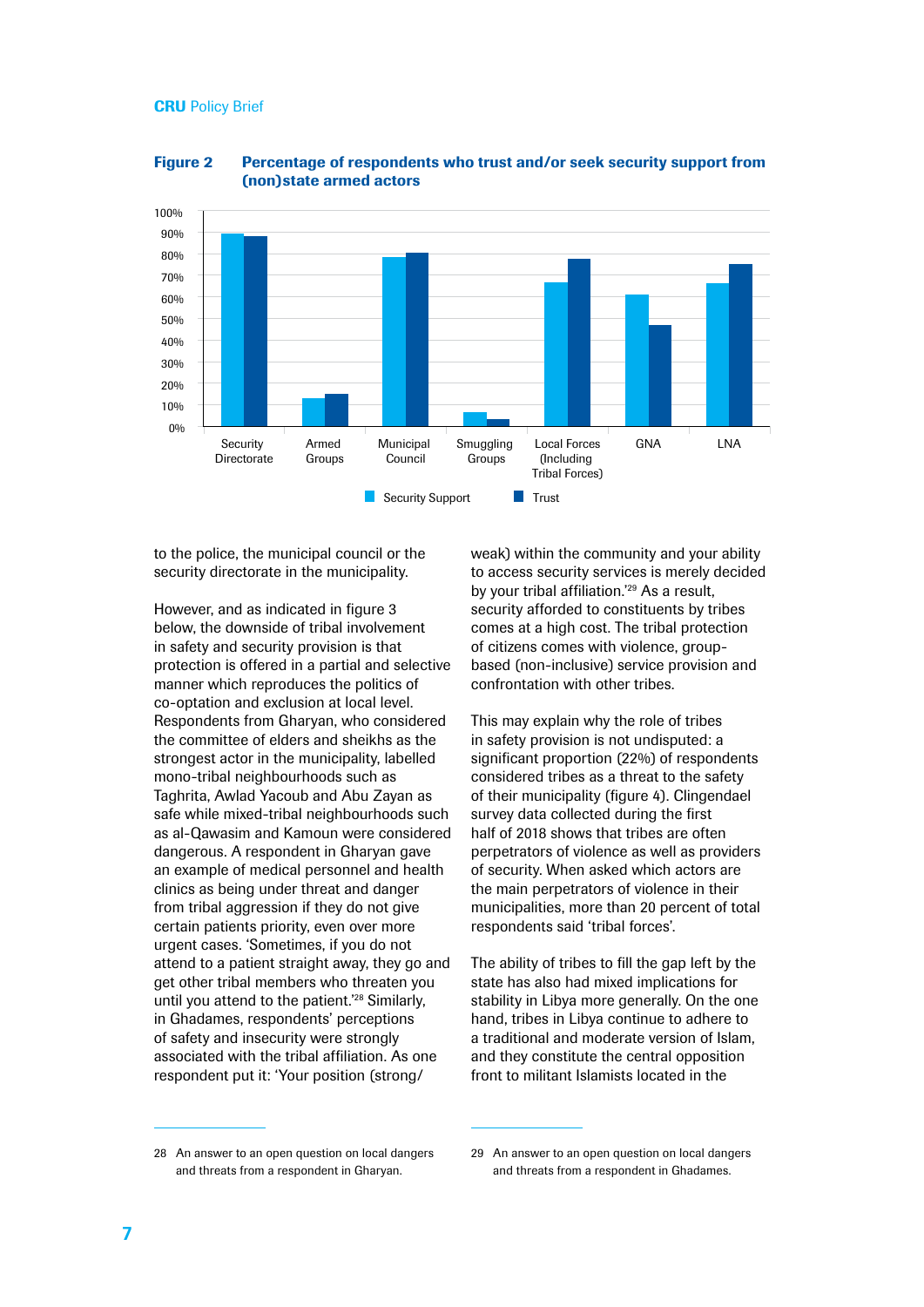**Figure 2** Percentage of respondents who trust and/or seek security support from (non)state armed actors

to the police, the municipal council or the security directorate in the municipality.

However, and as indicated in figure 3 below, the downside of tribal involvement in safety and security provision is that protection is offered in a partial and selective manner which reproduces the politics of co-optation and exclusion at local level. Respondents from Gharyan, who considered the committee of elders and sheikhs as the strongest actor in the municipality, labelled mono-tribal neighbourhoods such as Taghrita, Awlad Yacoub and Abu Zayan as safe while mixed-tribal neighbourhoods such as al-Qawasim and Kamoun were considered dangerous. A respondent in Gharyan gave an example of medical personnel and health clinics as being under threat and danger from tribal aggression if they do not give certain patients priority, even over more urgent cases. 'Sometimes, if you do not attend to a patient straight away, they go and get other tribal members who threaten you until you attend to the patient.'[28] Similarly, in Ghadames, respondents' perceptions of safety and insecurity were strongly associated with the tribal affiliation. As one respondent put it: 'Your position (strong/weak) within the community and your ability to access security services is merely decided by your tribal affiliation.'[29] As a result, security afforded to constituents by tribes comes at a high cost. The tribal protection of citizens comes with violence, group-based (non-inclusive) service provision and confrontation with other tribes.

This may explain why the role of tribes in safety provision is not undisputed: a significant proportion (22%) of respondents considered tribes as a threat to the safety of their municipality (figure 4). Clingendael survey data collected during the first half of 2018 shows that tribes are often perpetrators of violence as well as providers of security. When asked which actors are the main perpetrators of violence in their municipalities, more than 20 percent of total respondents said 'tribal forces'.

The ability of tribes to fill the gap left by the state has also had mixed implications for stability in Libya more generally. On the one hand, tribes in Libya continue to adhere to a traditional and moderate version of Islam, and they constitute the central opposition front to militant Islamists located in the

---

28 An answer to an open question on local dangers and threats from a respondent in Gharyan.

29 An answer to an open question on local dangers and threats from a respondent in Ghadames.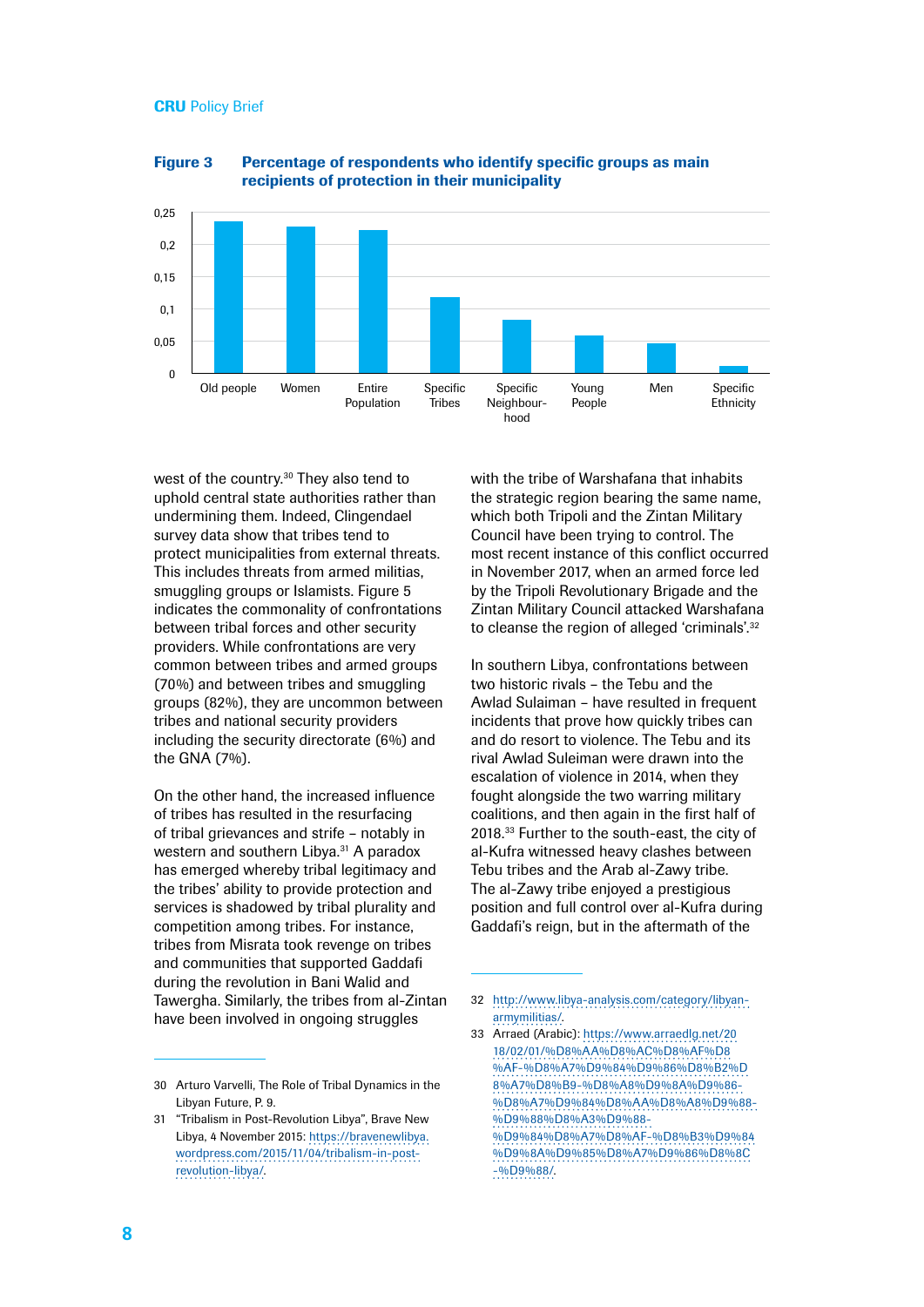**Figure 3** **Percentage of respondents who identify specific groups as main recipients of protection in their municipality**

west of the country.[30] They also tend to uphold central state authorities rather than undermining them. Indeed, Clingendael survey data show that tribes tend to protect municipalities from external threats. This includes threats from armed militias, smuggling groups or Islamists. Figure 5 indicates the commonality of confrontations between tribal forces and other security providers. While confrontations are very common between tribes and armed groups (70%) and between tribes and smuggling groups (82%), they are uncommon between tribes and national security providers including the security directorate (6%) and the GNA (7%).

On the other hand, the increased influence of tribes has resulted in the resurfacing of tribal grievances and strife – notably in western and southern Libya.[31] A paradox has emerged whereby tribal legitimacy and the tribes' ability to provide protection and services is shadowed by tribal plurality and competition among tribes. For instance, tribes from Misrata took revenge on tribes and communities that supported Gaddafi during the revolution in Bani Walid and Tawergha. Similarly, the tribes from al-Zintan have been involved in ongoing struggles with the tribe of Warshafana that inhabits the strategic region bearing the same name, which both Tripoli and the Zintan Military Council have been trying to control. The most recent instance of this conflict occurred in November 2017, when an armed force led by the Tripoli Revolutionary Brigade and the Zintan Military Council attacked Warshafana to cleanse the region of alleged 'criminals'.[32]

In southern Libya, confrontations between two historic rivals – the Tebu and the Awlad Sulaiman – have resulted in frequent incidents that prove how quickly tribes can and do resort to violence. The Tebu and its rival Awlad Suleiman were drawn into the escalation of violence in 2014, when they fought alongside the two warring military coalitions, and then again in the first half of 2018.[33] Further to the south-east, the city of al-Kufra witnessed heavy clashes between Tebu tribes and the Arab al-Zawy tribe. The al-Zawy tribe enjoyed a prestigious position and full control over al-Kufra during Gaddafi's reign, but in the aftermath of the

30 Arturo Varvelli, The Role of Tribal Dynamics in the Libyan Future, P. 9.

31 "Tribalism in Post-Revolution Libya", Brave New Libya, 4 November 2015: https://bravenewlibya.wordpress.com/2015/11/04/tribalism-in-post-revolution-libya/.

32 http://www.libya-analysis.com/category/libyan-armymilitias/.

33 Arraed (Arabic): https://www.arraedlg.net/2018/02/01/%D8%AA%D8%AC%D8%AF%D8%AF-%D8%A7%D9%84%D9%86%D8%B2%D8%A7%D8%B9-%D8%A8%D9%8A%D9%86-%D8%A7%D9%84%D8%AA%D8%A8%D9%88-%D9%88%D8%A3%D9%88-%D9%84%D8%A7%D8%AF-%D8%B3%D9%84%D9%8A%D9%85%D8%A7%D9%86%D8%8C-%D9%88/.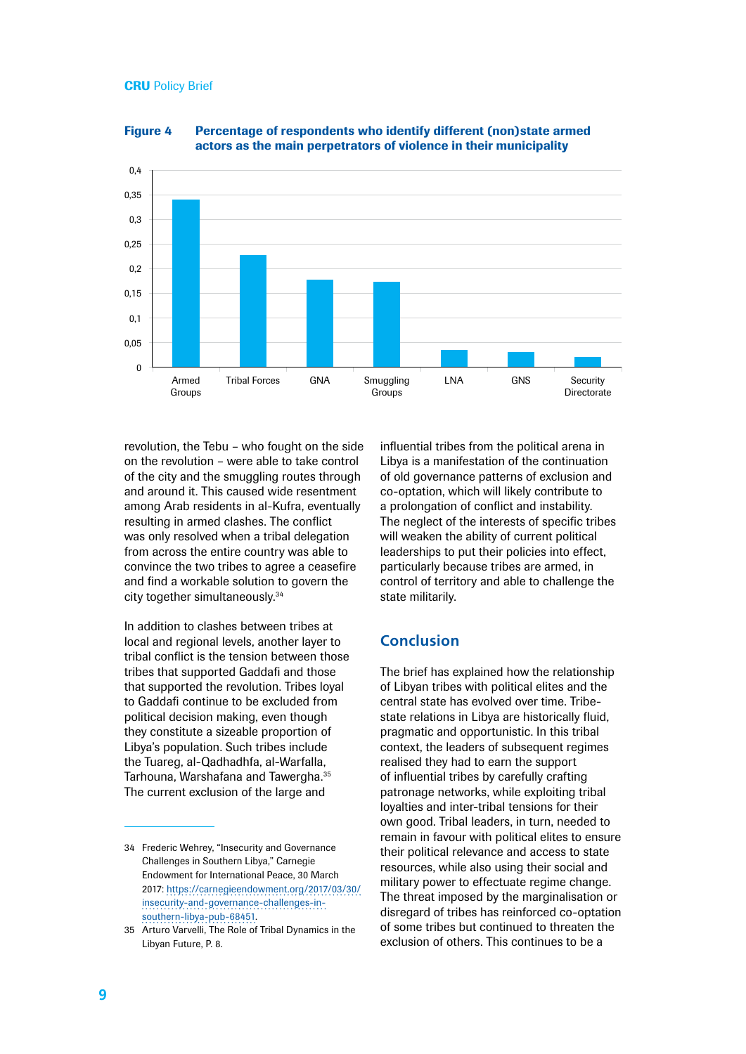**Figure 4** **Percentage of respondents who identify different (non)state armed actors as the main perpetrators of violence in their municipality**

revolution, the Tebu – who fought on the side on the revolution – were able to take control of the city and the smuggling routes through and around it. This caused wide resentment among Arab residents in al-Kufra, eventually resulting in armed clashes. The conflict was only resolved when a tribal delegation from across the entire country was able to convince the two tribes to agree a ceasefire and find a workable solution to govern the city together simultaneously.[34]

In addition to clashes between tribes at local and regional levels, another layer to tribal conflict is the tension between those tribes that supported Gaddafi and those that supported the revolution. Tribes loyal to Gaddafi continue to be excluded from political decision making, even though they constitute a sizeable proportion of Libya's population. Such tribes include the Tuareg, al-Qadhadhfa, al-Warfalla, Tarhouna, Warshafana and Tawergha.[35] The current exclusion of the large and influential tribes from the political arena in Libya is a manifestation of the continuation of old governance patterns of exclusion and co-optation, which will likely contribute to a prolongation of conflict and instability. The neglect of the interests of specific tribes will weaken the ability of current political leaderships to put their policies into effect, particularly because tribes are armed, in control of territory and able to challenge the state militarily.

## Conclusion

The brief has explained how the relationship of Libyan tribes with political elites and the central state has evolved over time. Tribe-state relations in Libya are historically fluid, pragmatic and opportunistic. In this tribal context, the leaders of subsequent regimes realised they had to earn the support of influential tribes by carefully crafting patronage networks, while exploiting tribal loyalties and inter-tribal tensions for their own good. Tribal leaders, in turn, needed to remain in favour with political elites to ensure their political relevance and access to state resources, while also using their social and military power to effectuate regime change. The threat imposed by the marginalisation or disregard of tribes has reinforced co-optation of some tribes but continued to threaten the exclusion of others. This continues to be a

---

34 Frederic Wehrey, "Insecurity and Governance Challenges in Southern Libya," Carnegie Endowment for International Peace, 30 March 2017: https://carnegieendowment.org/2017/03/30/insecurity-and-governance-challenges-in-southern-libya-pub-68451.

35 Arturo Varvelli, The Role of Tribal Dynamics in the Libyan Future, P. 8.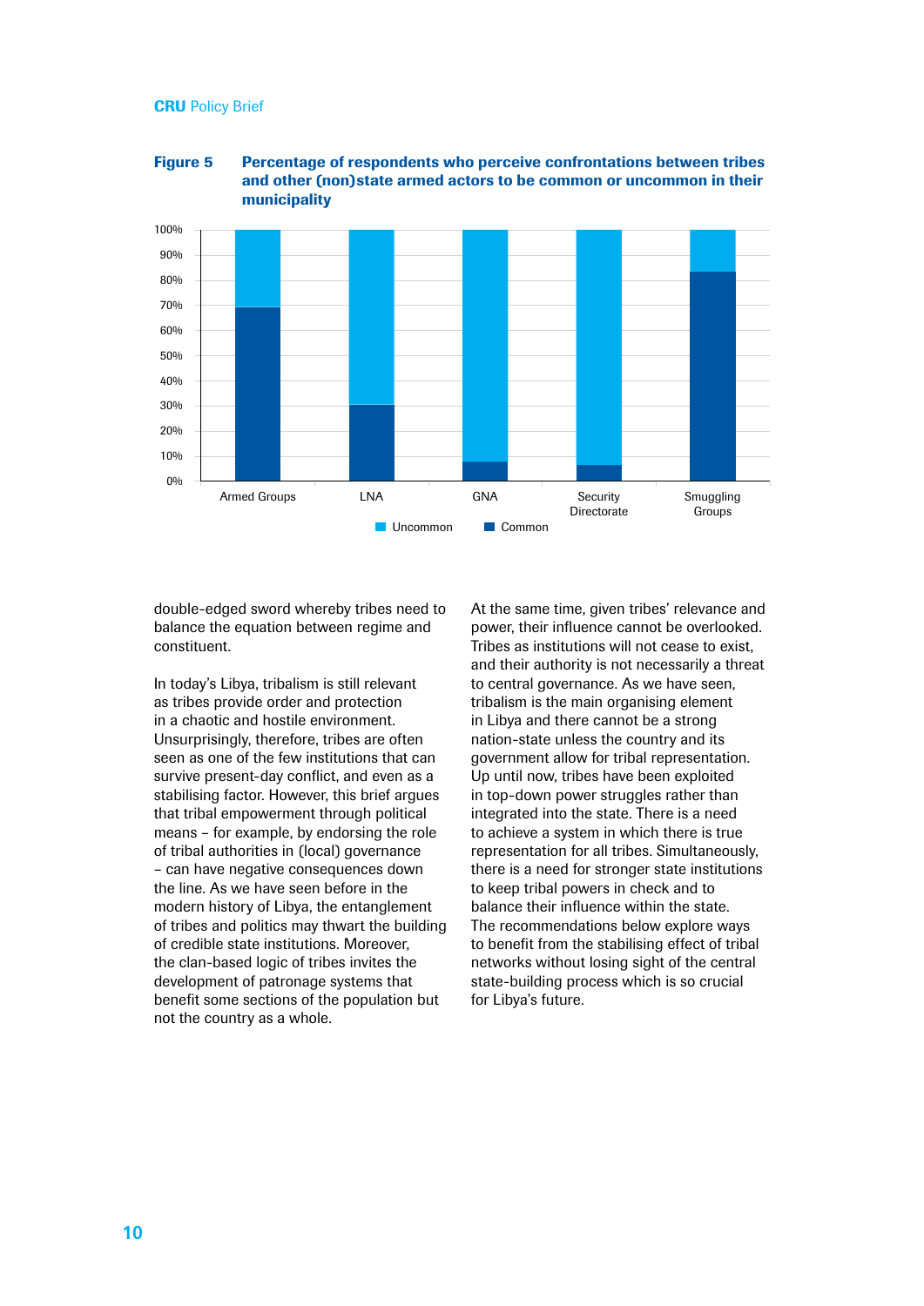**Figure 5** **Percentage of respondents who perceive confrontations between tribes and other (non)state armed actors to be common or uncommon in their municipality**

double-edged sword whereby tribes need to balance the equation between regime and constituent.

In today's Libya, tribalism is still relevant as tribes provide order and protection in a chaotic and hostile environment. Unsurprisingly, therefore, tribes are often seen as one of the few institutions that can survive present-day conflict, and even as a stabilising factor. However, this brief argues that tribal empowerment through political means – for example, by endorsing the role of tribal authorities in (local) governance – can have negative consequences down the line. As we have seen before in the modern history of Libya, the entanglement of tribes and politics may thwart the building of credible state institutions. Moreover, the clan-based logic of tribes invites the development of patronage systems that benefit some sections of the population but not the country as a whole.

At the same time, given tribes' relevance and power, their influence cannot be overlooked. Tribes as institutions will not cease to exist, and their authority is not necessarily a threat to central governance. As we have seen, tribalism is the main organising element in Libya and there cannot be a strong nation-state unless the country and its government allow for tribal representation. Up until now, tribes have been exploited in top-down power struggles rather than integrated into the state. There is a need to achieve a system in which there is true representation for all tribes. Simultaneously, there is a need for stronger state institutions to keep tribal powers in check and to balance their influence within the state. The recommendations below explore ways to benefit from the stabilising effect of tribal networks without losing sight of the central state-building process which is so crucial for Libya's future.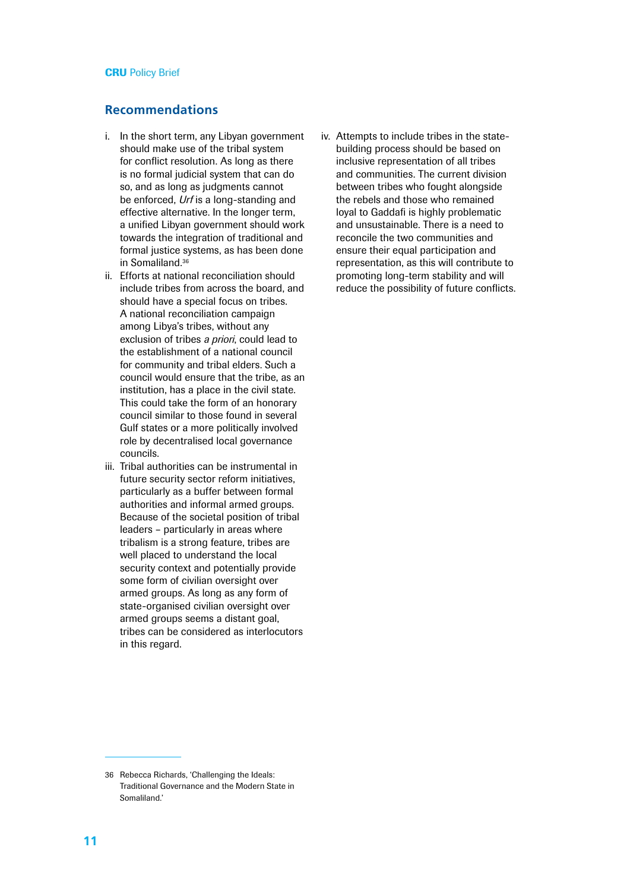## Recommendations

i. In the short term, any Libyan government should make use of the tribal system for conflict resolution. As long as there is no formal judicial system that can do so, and as long as judgments cannot be enforced, *Urf* is a long-standing and effective alternative. In the longer term, a unified Libyan government should work towards the integration of traditional and formal justice systems, as has been done in Somaliland.[36]

ii. Efforts at national reconciliation should include tribes from across the board, and should have a special focus on tribes. A national reconciliation campaign among Libya's tribes, without any exclusion of tribes *a priori*, could lead to the establishment of a national council for community and tribal elders. Such a council would ensure that the tribe, as an institution, has a place in the civil state. This could take the form of an honorary council similar to those found in several Gulf states or a more politically involved role by decentralised local governance councils.

iii. Tribal authorities can be instrumental in future security sector reform initiatives, particularly as a buffer between formal authorities and informal armed groups. Because of the societal position of tribal leaders – particularly in areas where tribalism is a strong feature, tribes are well placed to understand the local security context and potentially provide some form of civilian oversight over armed groups. As long as any form of state-organised civilian oversight over armed groups seems a distant goal, tribes can be considered as interlocutors in this regard.

iv. Attempts to include tribes in the state-building process should be based on inclusive representation of all tribes and communities. The current division between tribes who fought alongside the rebels and those who remained loyal to Gaddafi is highly problematic and unsustainable. There is a need to reconcile the two communities and ensure their equal participation and representation, as this will contribute to promoting long-term stability and will reduce the possibility of future conflicts.

---

36 Rebecca Richards, 'Challenging the Ideals: Traditional Governance and the Modern State in Somaliland.'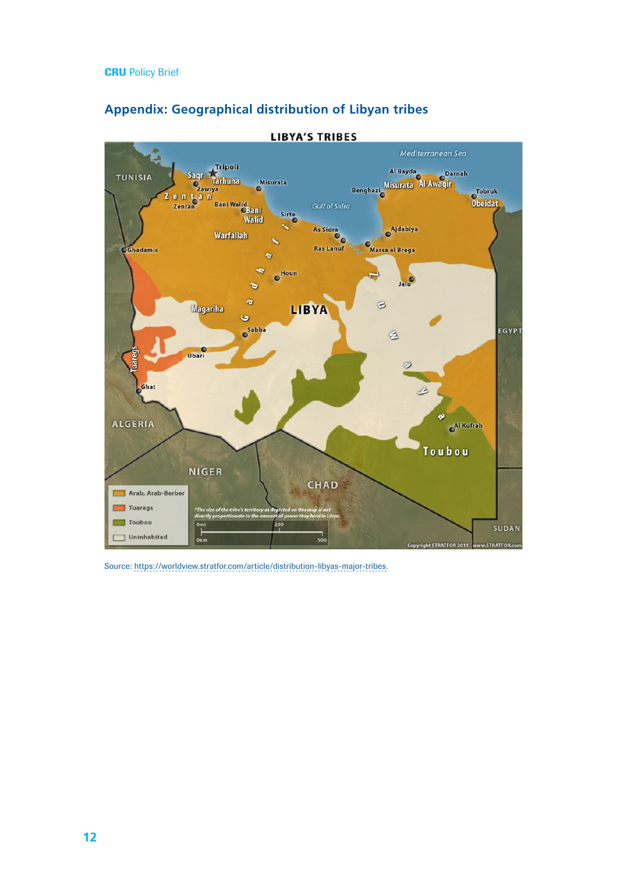## Appendix: Geographical distribution of Libyan tribes

Source: https://worldview.stratfor.com/article/distribution-libyas-major-tribes.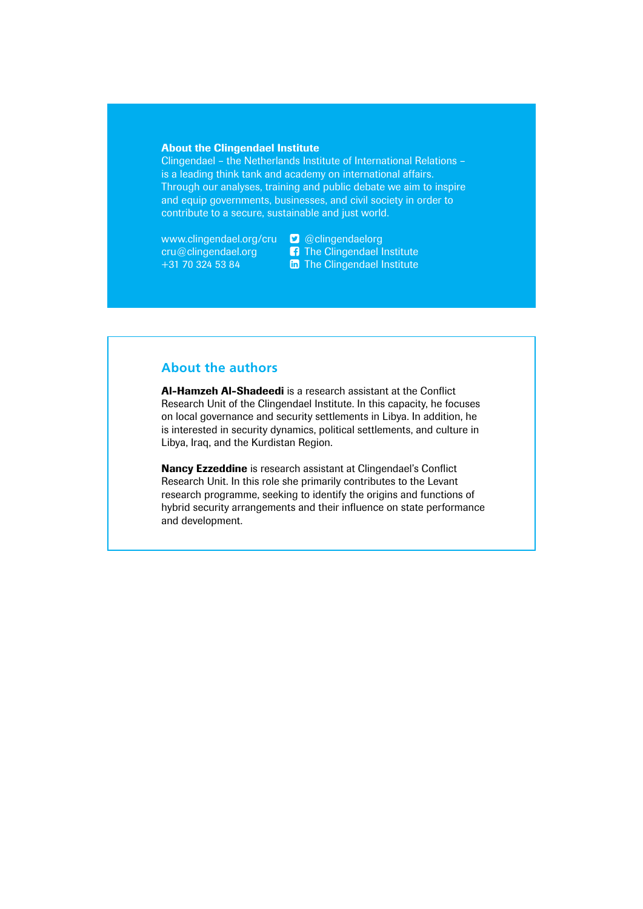## About the Clingendael Institute

Clingendael – the Netherlands Institute of International Relations – is a leading think tank and academy on international affairs. Through our analyses, training and public debate we aim to inspire and equip governments, businesses, and civil society in order to contribute to a secure, sustainable and just world.

www.clingendael.org/cru
cru@clingendael.org
+31 70 324 53 84

@clingendaelorg
The Clingendael Institute
The Clingendael Institute

## About the authors

**Al-Hamzeh Al-Shadeedi** is a research assistant at the Conflict Research Unit of the Clingendael Institute. In this capacity, he focuses on local governance and security settlements in Libya. In addition, he is interested in security dynamics, political settlements, and culture in Libya, Iraq, and the Kurdistan Region.

**Nancy Ezzeddine** is research assistant at Clingendael's Conflict Research Unit. In this role she primarily contributes to the Levant research programme, seeking to identify the origins and functions of hybrid security arrangements and their influence on state performance and development.